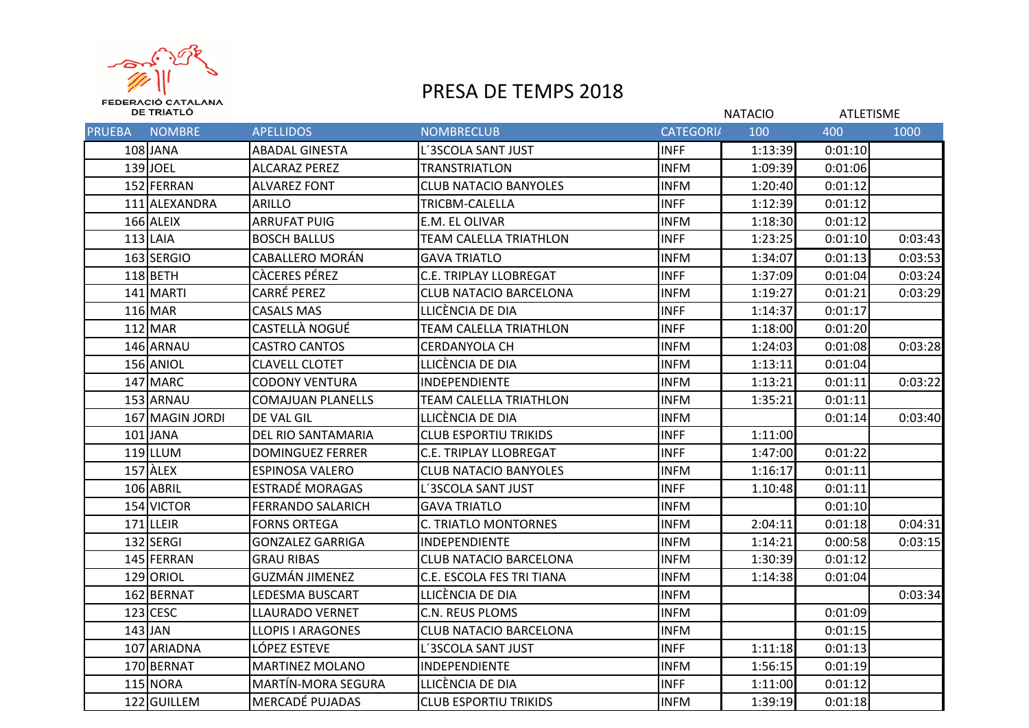FEDERACIÓ CATALANA DE TRIATLÓ

# PRESA DE TEMPS 2018

| PRUEBA | NOMBRE | APELLIDOS | NOMBRECLUB | CATEGORIA | NATACIO 100 | ATLETISME 400 | ATLETISME 1000 |
|---|---|---|---|---|---|---|---|
| 108 | JANA | ABADAL GINESTA | L´3SCOLA SANT JUST | INFF | 1:13:39 | 0:01:10 | |
| 139 | JOEL | ALCARAZ PEREZ | TRANSTRIATLON | INFM | 1:09:39 | 0:01:06 | |
| 152 | FERRAN | ALVAREZ FONT | CLUB NATACIO BANYOLES | INFM | 1:20:40 | 0:01:12 | |
| 111 | ALEXANDRA | ARILLO | TRICBM-CALELLA | INFF | 1:12:39 | 0:01:12 | |
| 166 | ALEIX | ARRUFAT PUIG | E.M. EL OLIVAR | INFM | 1:18:30 | 0:01:12 | |
| 113 | LAIA | BOSCH BALLUS | TEAM CALELLA TRIATHLON | INFF | 1:23:25 | 0:01:10 | 0:03:43 |
| 163 | SERGIO | CABALLERO MORÁN | GAVA TRIATLO | INFM | 1:34:07 | 0:01:13 | 0:03:53 |
| 118 | BETH | CÀCERES PÉREZ | C.E. TRIPLAY LLOBREGAT | INFF | 1:37:09 | 0:01:04 | 0:03:24 |
| 141 | MARTI | CARRÉ PEREZ | CLUB NATACIO BARCELONA | INFM | 1:19:27 | 0:01:21 | 0:03:29 |
| 116 | MAR | CASALS MAS | LLICÈNCIA DE DIA | INFF | 1:14:37 | 0:01:17 | |
| 112 | MAR | CASTELLÀ NOGUÉ | TEAM CALELLA TRIATHLON | INFF | 1:18:00 | 0:01:20 | |
| 146 | ARNAU | CASTRO CANTOS | CERDANYOLA CH | INFM | 1:24:03 | 0:01:08 | 0:03:28 |
| 156 | ANIOL | CLAVELL CLOTET | LLICÈNCIA DE DIA | INFM | 1:13:11 | 0:01:04 | |
| 147 | MARC | CODONY VENTURA | INDEPENDIENTE | INFM | 1:13:21 | 0:01:11 | 0:03:22 |
| 153 | ARNAU | COMAJUAN PLANELLS | TEAM CALELLA TRIATHLON | INFM | 1:35:21 | 0:01:11 | |
| 167 | MAGIN JORDI | DE VAL GIL | LLICÈNCIA DE DIA | INFM | | 0:01:14 | 0:03:40 |
| 101 | JANA | DEL RIO SANTAMARIA | CLUB ESPORTIU TRIKIDS | INFF | 1:11:00 | | |
| 119 | LLUM | DOMINGUEZ FERRER | C.E. TRIPLAY LLOBREGAT | INFF | 1:47:00 | 0:01:22 | |
| 157 | ÀLEX | ESPINOSA VALERO | CLUB NATACIO BANYOLES | INFM | 1:16:17 | 0:01:11 | |
| 106 | ABRIL | ESTRADÉ MORAGAS | L´3SCOLA SANT JUST | INFF | 1.10:48 | 0:01:11 | |
| 154 | VICTOR | FERRANDO SALARICH | GAVA TRIATLO | INFM | | 0:01:10 | |
| 171 | LLEIR | FORNS ORTEGA | C. TRIATLO MONTORNES | INFM | 2:04:11 | 0:01:18 | 0:04:31 |
| 132 | SERGI | GONZALEZ GARRIGA | INDEPENDIENTE | INFM | 1:14:21 | 0:00:58 | 0:03:15 |
| 145 | FERRAN | GRAU RIBAS | CLUB NATACIO BARCELONA | INFM | 1:30:39 | 0:01:12 | |
| 129 | ORIOL | GUZMÁN JIMENEZ | C.E. ESCOLA FES TRI TIANA | INFM | 1:14:38 | 0:01:04 | |
| 162 | BERNAT | LEDESMA BUSCART | LLICÈNCIA DE DIA | INFM | | | 0:03:34 |
| 123 | CESC | LLAURADO VERNET | C.N. REUS PLOMS | INFM | | 0:01:09 | |
| 143 | JAN | LLOPIS I ARAGONES | CLUB NATACIO BARCELONA | INFM | | 0:01:15 | |
| 107 | ARIADNA | LÓPEZ ESTEVE | L´3SCOLA SANT JUST | INFF | 1:11:18 | 0:01:13 | |
| 170 | BERNAT | MARTINEZ MOLANO | INDEPENDIENTE | INFM | 1:56:15 | 0:01:19 | |
| 115 | NORA | MARTÍN-MORA SEGURA | LLICÈNCIA DE DIA | INFF | 1:11:00 | 0:01:12 | |
| 122 | GUILLEM | MERCADÉ PUJADAS | CLUB ESPORTIU TRIKIDS | INFM | 1:39:19 | 0:01:18 | |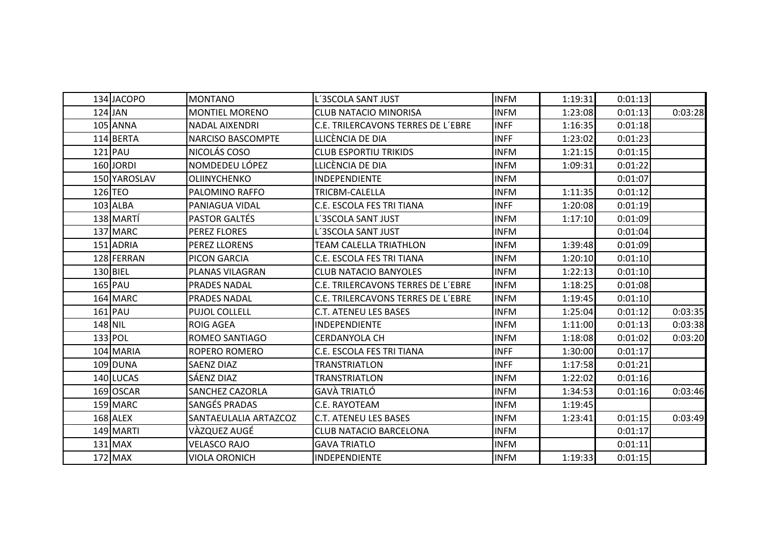| | | | | | | | |
|---|---|---|---|---|---|---|---|
| 134 | JACOPO | MONTANO | L´3SCOLA SANT JUST | INFM | 1:19:31 | 0:01:13 | |
| 124 | JAN | MONTIEL MORENO | CLUB NATACIO MINORISA | INFM | 1:23:08 | 0:01:13 | 0:03:28 |
| 105 | ANNA | NADAL AIXENDRI | C.E. TRILERCAVONS TERRES DE L´EBRE | INFF | 1:16:35 | 0:01:18 | |
| 114 | BERTA | NARCISO BASCOMPTE | LLICÈNCIA DE DIA | INFF | 1:23:02 | 0:01:23 | |
| 121 | PAU | NICOLÁS COSO | CLUB ESPORTIU TRIKIDS | INFM | 1:21:15 | 0:01:15 | |
| 160 | JORDI | NOMDEDEU LÓPEZ | LLICÈNCIA DE DIA | INFM | 1:09:31 | 0:01:22 | |
| 150 | YAROSLAV | OLIINYCHENKO | INDEPENDIENTE | INFM | | 0:01:07 | |
| 126 | TEO | PALOMINO RAFFO | TRICBM-CALELLA | INFM | 1:11:35 | 0:01:12 | |
| 103 | ALBA | PANIAGUA VIDAL | C.E. ESCOLA FES TRI TIANA | INFF | 1:20:08 | 0:01:19 | |
| 138 | MARTÍ | PASTOR GALTÉS | L´3SCOLA SANT JUST | INFM | 1:17:10 | 0:01:09 | |
| 137 | MARC | PEREZ FLORES | L´3SCOLA SANT JUST | INFM | | 0:01:04 | |
| 151 | ADRIA | PEREZ LLORENS | TEAM CALELLA TRIATHLON | INFM | 1:39:48 | 0:01:09 | |
| 128 | FERRAN | PICON GARCIA | C.E. ESCOLA FES TRI TIANA | INFM | 1:20:10 | 0:01:10 | |
| 130 | BIEL | PLANAS VILAGRAN | CLUB NATACIO BANYOLES | INFM | 1:22:13 | 0:01:10 | |
| 165 | PAU | PRADES NADAL | C.E. TRILERCAVONS TERRES DE L´EBRE | INFM | 1:18:25 | 0:01:08 | |
| 164 | MARC | PRADES NADAL | C.E. TRILERCAVONS TERRES DE L´EBRE | INFM | 1:19:45 | 0:01:10 | |
| 161 | PAU | PUJOL COLLELL | C.T. ATENEU LES BASES | INFM | 1:25:04 | 0:01:12 | 0:03:35 |
| 148 | NIL | ROIG AGEA | INDEPENDIENTE | INFM | 1:11:00 | 0:01:13 | 0:03:38 |
| 133 | POL | ROMEO SANTIAGO | CERDANYOLA CH | INFM | 1:18:08 | 0:01:02 | 0:03:20 |
| 104 | MARIA | ROPERO ROMERO | C.E. ESCOLA FES TRI TIANA | INFF | 1:30:00 | 0:01:17 | |
| 109 | DUNA | SAENZ DIAZ | TRANSTRIATLON | INFF | 1:17:58 | 0:01:21 | |
| 140 | LUCAS | SÁENZ DIAZ | TRANSTRIATLON | INFM | 1:22:02 | 0:01:16 | |
| 169 | OSCAR | SANCHEZ CAZORLA | GAVÀ TRIATLÓ | INFM | 1:34:53 | 0:01:16 | 0:03:46 |
| 159 | MARC | SANGÉS PRADAS | C.E. RAYOTEAM | INFM | 1:19:45 | | |
| 168 | ALEX | SANTAEULALIA ARTAZCOZ | C.T. ATENEU LES BASES | INFM | 1:23:41 | 0:01:15 | 0:03:49 |
| 149 | MARTI | VÀZQUEZ AUGÉ | CLUB NATACIO BARCELONA | INFM | | 0:01:17 | |
| 131 | MAX | VELASCO RAJO | GAVA TRIATLO | INFM | | 0:01:11 | |
| 172 | MAX | VIOLA ORONICH | INDEPENDIENTE | INFM | 1:19:33 | 0:01:15 | |